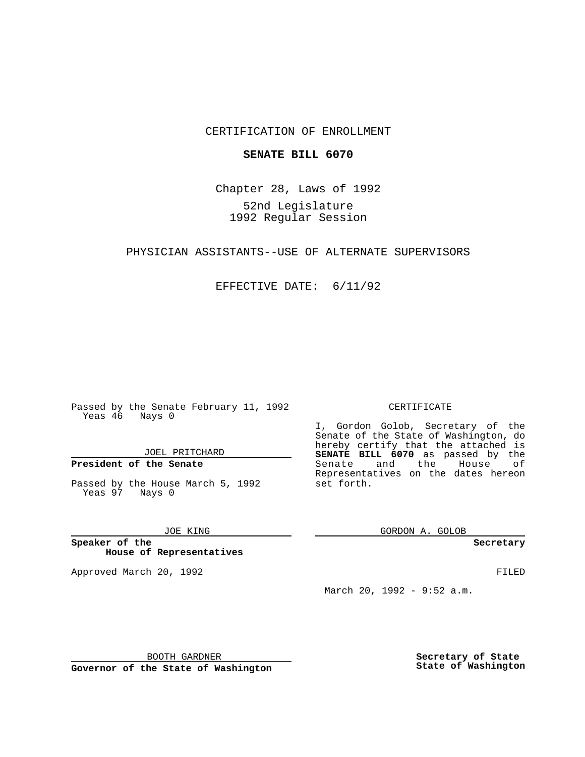CERTIFICATION OF ENROLLMENT

**SENATE BILL 6070**

Chapter 28, Laws of 1992

52nd Legislature
1992 Regular Session

PHYSICIAN ASSISTANTS--USE OF ALTERNATE SUPERVISORS

EFFECTIVE DATE: 6/11/92

Passed by the Senate February 11, 1992
Yeas 46 Nays 0

JOEL PRITCHARD

**President of the Senate**

Passed by the House March 5, 1992
Yeas 97 Nays 0

JOE KING

**Speaker of the House of Representatives**

Approved March 20, 1992

BOOTH GARDNER

**Governor of the State of Washington**

CERTIFICATE

I, Gordon Golob, Secretary of the Senate of the State of Washington, do hereby certify that the attached is **SENATE BILL 6070** as passed by the Senate and the House of Representatives on the dates hereon set forth.

GORDON A. GOLOB

**Secretary**

FILED

March 20, 1992 - 9:52 a.m.

**Secretary of State**
**State of Washington**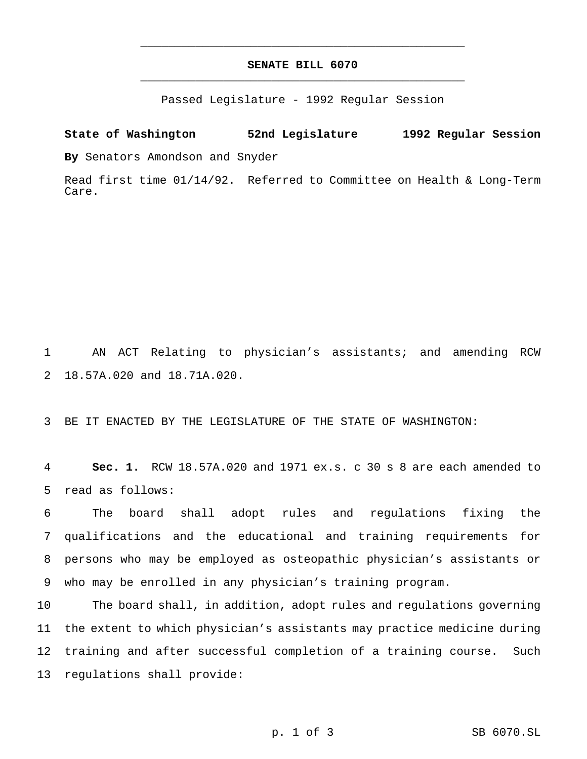# SENATE BILL 6070

Passed Legislature - 1992 Regular Session

**State of Washington 52nd Legislature 1992 Regular Session**

**By** Senators Amondson and Snyder

Read first time 01/14/92. Referred to Committee on Health & Long-Term Care.

AN ACT Relating to physician's assistants; and amending RCW 18.57A.020 and 18.71A.020.

BE IT ENACTED BY THE LEGISLATURE OF THE STATE OF WASHINGTON:

**Sec. 1.** RCW 18.57A.020 and 1971 ex.s. c 30 s 8 are each amended to read as follows:

The board shall adopt rules and regulations fixing the qualifications and the educational and training requirements for persons who may be employed as osteopathic physician's assistants or who may be enrolled in any physician's training program.

The board shall, in addition, adopt rules and regulations governing the extent to which physician's assistants may practice medicine during training and after successful completion of a training course. Such regulations shall provide: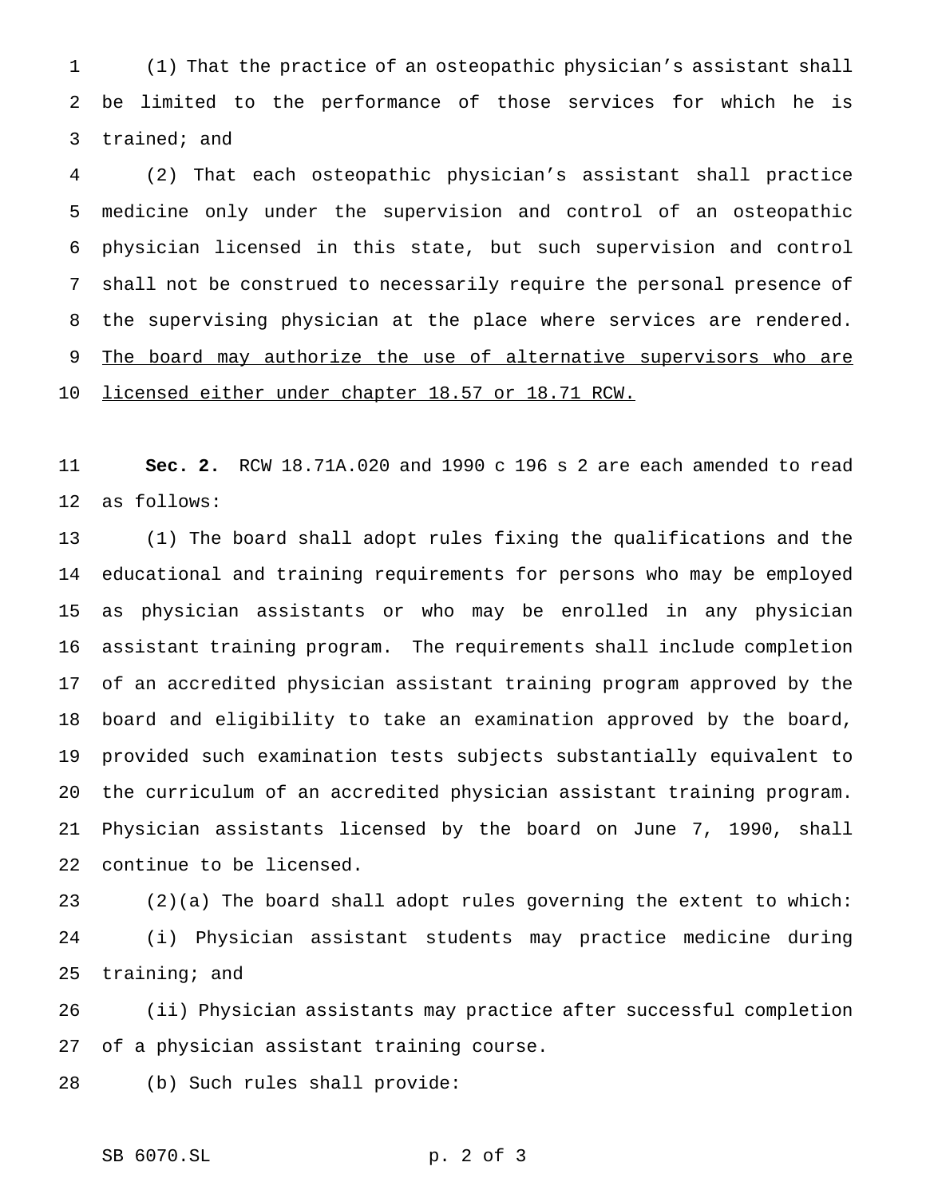(1) That the practice of an osteopathic physician's assistant shall be limited to the performance of those services for which he is trained; and

(2) That each osteopathic physician's assistant shall practice medicine only under the supervision and control of an osteopathic physician licensed in this state, but such supervision and control shall not be construed to necessarily require the personal presence of the supervising physician at the place where services are rendered. <u>The board may authorize the use of alternative supervisors who are licensed either under chapter 18.57 or 18.71 RCW.</u>

**Sec. 2.** RCW 18.71A.020 and 1990 c 196 s 2 are each amended to read as follows:

(1) The board shall adopt rules fixing the qualifications and the educational and training requirements for persons who may be employed as physician assistants or who may be enrolled in any physician assistant training program. The requirements shall include completion of an accredited physician assistant training program approved by the board and eligibility to take an examination approved by the board, provided such examination tests subjects substantially equivalent to the curriculum of an accredited physician assistant training program. Physician assistants licensed by the board on June 7, 1990, shall continue to be licensed.

(2)(a) The board shall adopt rules governing the extent to which:

(i) Physician assistant students may practice medicine during training; and

(ii) Physician assistants may practice after successful completion of a physician assistant training course.

(b) Such rules shall provide: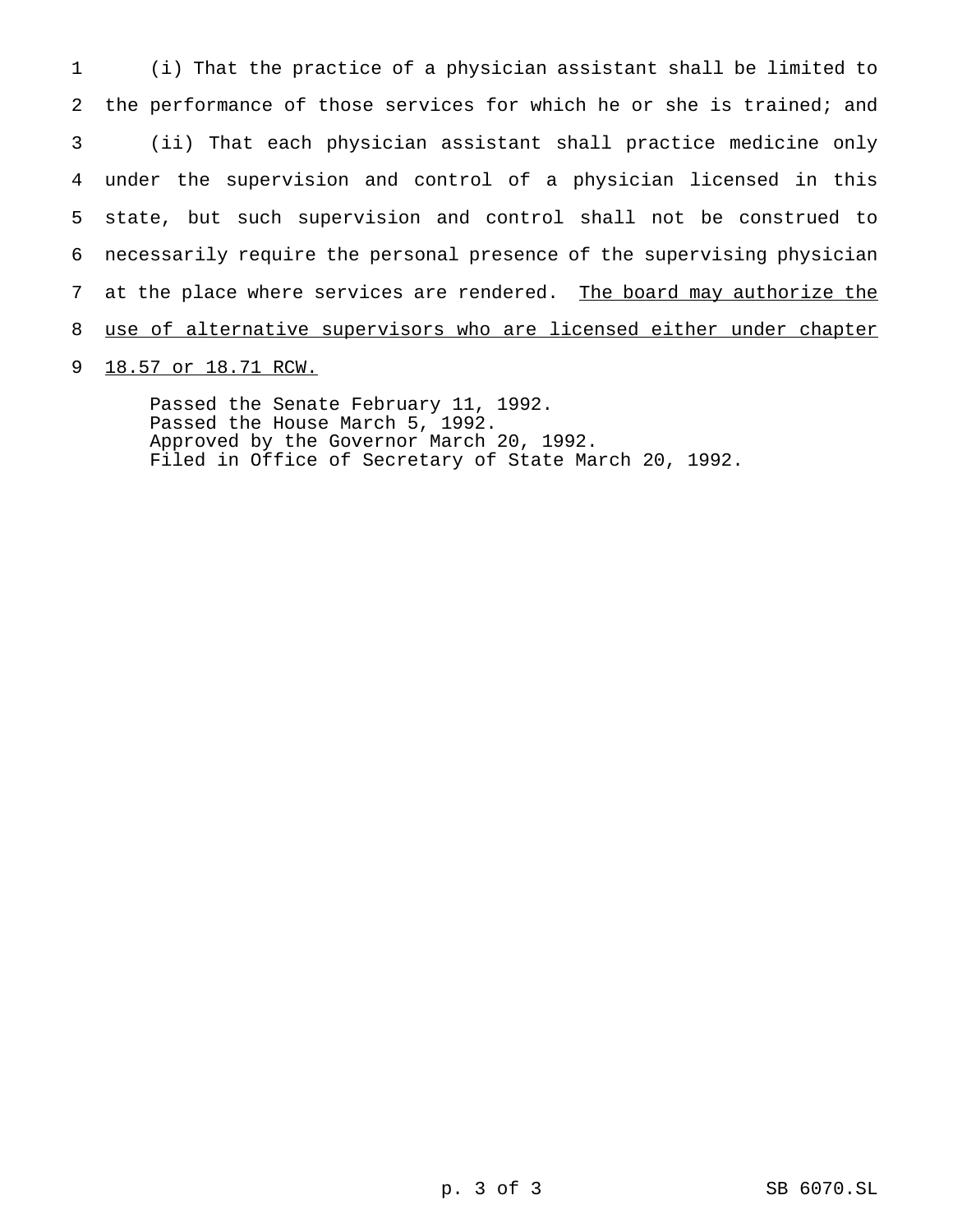(i) That the practice of a physician assistant shall be limited to the performance of those services for which he or she is trained; and

(ii) That each physician assistant shall practice medicine only under the supervision and control of a physician licensed in this state, but such supervision and control shall not be construed to necessarily require the personal presence of the supervising physician at the place where services are rendered. <u>The board may authorize the use of alternative supervisors who are licensed either under chapter 18.57 or 18.71 RCW.</u>

Passed the Senate February 11, 1992.
Passed the House March 5, 1992.
Approved by the Governor March 20, 1992.
Filed in Office of Secretary of State March 20, 1992.